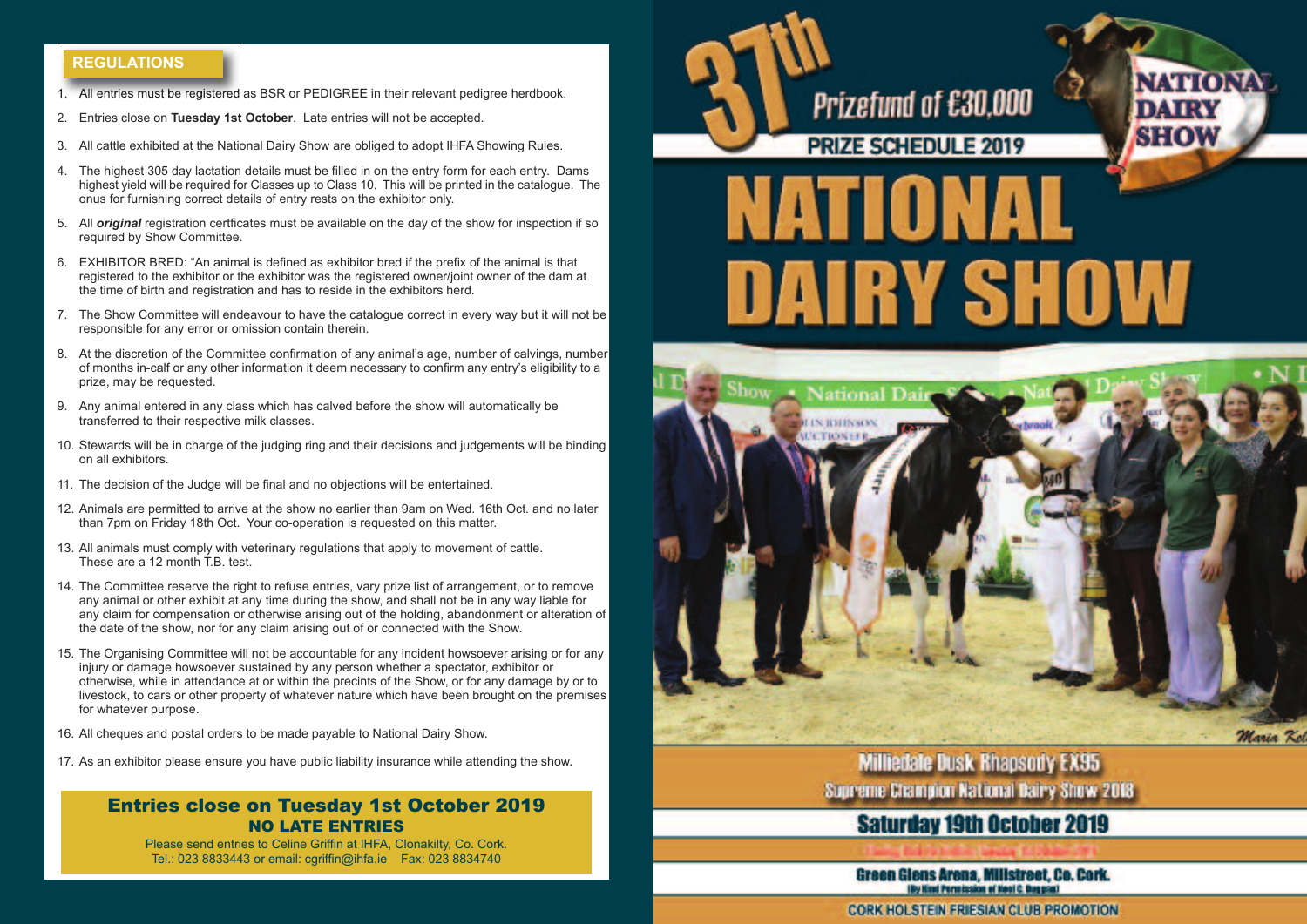## REGULATIONS

1. All entries must be registered as BSR or PEDIGREE in their relevant pedigree herdbook.
2. Entries close on **Tuesday 1st October**. Late entries will not be accepted.
3. All cattle exhibited at the National Dairy Show are obliged to adopt IHFA Showing Rules.
4. The highest 305 day lactation details must be filled in on the entry form for each entry. Dams highest yield will be required for Classes up to Class 10. This will be printed in the catalogue. The onus for furnishing correct details of entry rests on the exhibitor only.
5. All ***original*** registration certficates must be available on the day of the show for inspection if so required by Show Committee.
6. EXHIBITOR BRED: "An animal is defined as exhibitor bred if the prefix of the animal is that registered to the exhibitor or the exhibitor was the registered owner/joint owner of the dam at the time of birth and registration and has to reside in the exhibitors herd.
7. The Show Committee will endeavour to have the catalogue correct in every way but it will not be responsible for any error or omission contain therein.
8. At the discretion of the Committee confirmation of any animal's age, number of calvings, number of months in-calf or any other information it deem necessary to confirm any entry's eligibility to a prize, may be requested.
9. Any animal entered in any class which has calved before the show will automatically be transferred to their respective milk classes.
10. Stewards will be in charge of the judging ring and their decisions and judgements will be binding on all exhibitors.
11. The decision of the Judge will be final and no objections will be entertained.
12. Animals are permitted to arrive at the show no earlier than 9am on Wed. 16th Oct. and no later than 7pm on Friday 18th Oct. Your co-operation is requested on this matter.
13. All animals must comply with veterinary regulations that apply to movement of cattle. These are a 12 month T.B. test.
14. The Committee reserve the right to refuse entries, vary prize list of arrangement, or to remove any animal or other exhibit at any time during the show, and shall not be in any way liable for any claim for compensation or otherwise arising out of the holding, abandonment or alteration of the date of the show, nor for any claim arising out of or connected with the Show.
15. The Organising Committee will not be accountable for any incident howsoever arising or for any injury or damage howsoever sustained by any person whether a spectator, exhibitor or otherwise, while in attendance at or within the precints of the Show, or for any damage by or to livestock, to cars or other property of whatever nature which have been brought on the premises for whatever purpose.
16. All cheques and postal orders to be made payable to National Dairy Show.
17. As an exhibitor please ensure you have public liability insurance while attending the show.

**Entries close on Tuesday 1st October 2019**
**NO LATE ENTRIES**
Please send entries to Celine Griffin at IHFA, Clonakilty, Co. Cork.
Tel.: 023 8833443 or email: cgriffin@ihfa.ie Fax: 023 8834740

# 37th NATIONAL DAIRY SHOW

Prizefund of €30,000

**PRIZE SCHEDULE 2019**

NATIONAL DAIRY SHOW

Milliedale Dusk Rhapsody EX95
Supreme Champion National Dairy Show 2018

## Saturday 19th October 2019

**Green Glens Arena, Millstreet, Co. Cork.**
(By Kind Permission of Noel C. Duggan)

CORK HOLSTEIN FRIESIAN CLUB PROMOTION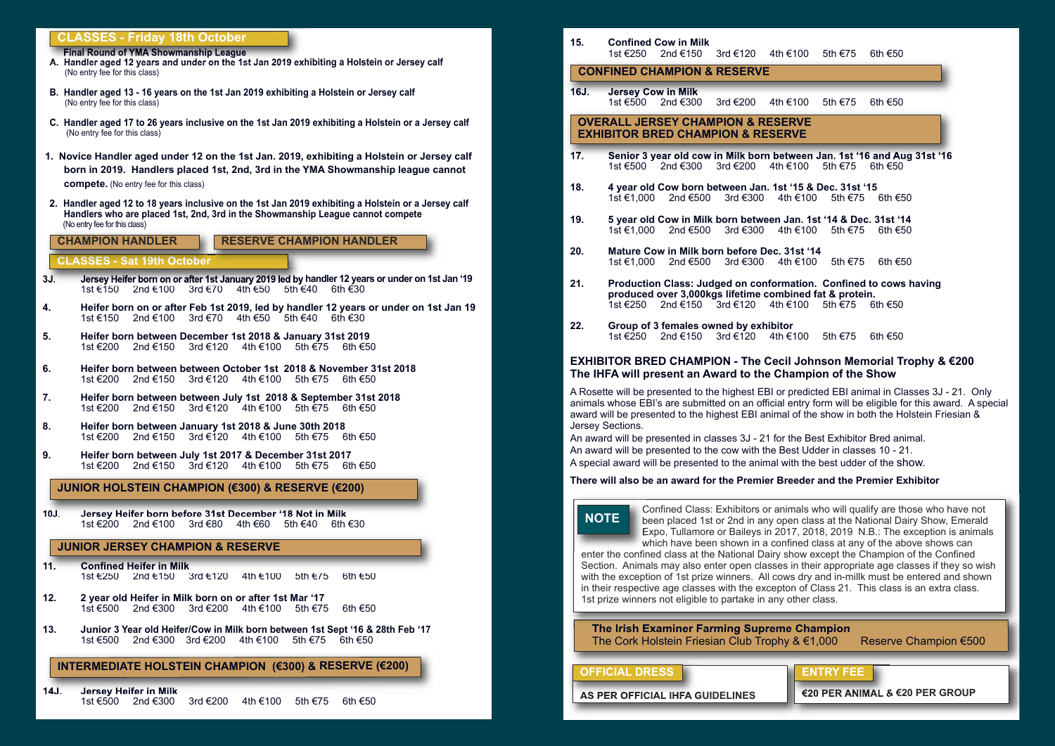## CLASSES - Friday 18th October

**Final Round of YMA Showmanship League**

**A. Handler aged 12 years and under on the 1st Jan 2019 exhibiting a Holstein or Jersey calf**
(No entry fee for this class)

**B. Handler aged 13 - 16 years on the 1st Jan 2019 exhibiting a Holstein or Jersey calf**
(No entry fee for this class)

**C. Handler aged 17 to 26 years inclusive on the 1st Jan 2019 exhibiting a Holstein or a Jersey calf**
(No entry fee for this class)

**1. Novice Handler aged under 12 on the 1st Jan. 2019, exhibiting a Holstein or Jersey calf born in 2019. Handlers placed 1st, 2nd, 3rd in the YMA Showmanship league cannot compete.** (No entry fee for this class)

**2. Handler aged 12 to 18 years inclusive on the 1st Jan 2019 exhibiting a Holstein or a Jersey calf Handlers who are placed 1st, 2nd, 3rd in the Showmanship League cannot compete**
(No entry fee for this class)

**CHAMPION HANDLER** | **RESERVE CHAMPION HANDLER**

## CLASSES - Sat 19th October

**3J. Jersey Heifer born on or after 1st January 2019 led by handler 12 years or under on 1st Jan '19**
1st €150 2nd €100 3rd €70 4th €50 5th €40 6th €30

**4. Heifer born on or after Feb 1st 2019, led by handler 12 years or under on 1st Jan 19**
1st €150 2nd €100 3rd €70 4th €50 5th €40 6th €30

**5. Heifer born between December 1st 2018 & January 31st 2019**
1st €200 2nd €150 3rd €120 4th €100 5th €75 6th €50

**6. Heifer born between between October 1st 2018 & November 31st 2018**
1st €200 2nd €150 3rd €120 4th €100 5th €75 6th €50

**7. Heifer born between between July 1st 2018 & September 31st 2018**
1st €200 2nd €150 3rd €120 4th €100 5th €75 6th €50

**8. Heifer born between January 1st 2018 & June 30th 2018**
1st €200 2nd €150 3rd €120 4th €100 5th €75 6th €50

**9. Heifer born between July 1st 2017 & December 31st 2017**
1st €200 2nd €150 3rd €120 4th €100 5th €75 6th €50

**JUNIOR HOLSTEIN CHAMPION (€300) & RESERVE (€200)**

**10J. Jersey Heifer born before 31st December '18 Not in Milk**
1st €200 2nd €100 3rd €80 4th €60 5th €40 6th €30

**JUNIOR JERSEY CHAMPION & RESERVE**

**11. Confined Heifer in Milk**
1st €250 2nd €150 3rd €120 4th €100 5th €75 6th €50

**12. 2 year old Heifer in Milk born on or after 1st Mar '17**
1st €500 2nd €300 3rd €200 4th €100 5th €75 6th €50

**13. Junior 3 Year old Heifer/Cow in Milk born between 1st Sept '16 & 28th Feb '17**
1st €500 2nd €300 3rd €200 4th €100 5th €75 6th €50

**INTERMEDIATE HOLSTEIN CHAMPION (€300) & RESERVE (€200)**

**14J. Jersey Heifer in Milk**
1st €500 2nd €300 3rd €200 4th €100 5th €75 6th €50

**15. Confined Cow in Milk**
1st €250 2nd €150 3rd €120 4th €100 5th €75 6th €50

**CONFINED CHAMPION & RESERVE**

**16J. Jersey Cow in Milk**
1st €500 2nd €300 3rd €200 4th €100 5th €75 6th €50

**OVERALL JERSEY CHAMPION & RESERVE**
**EXHIBITOR BRED CHAMPION & RESERVE**

**17. Senior 3 year old cow in Milk born between Jan. 1st '16 and Aug 31st '16**
1st €500 2nd €300 3rd €200 4th €100 5th €75 6th €50

**18. 4 year old Cow born between Jan. 1st '15 & Dec. 31st '15**
1st €1,000 2nd €500 3rd €300 4th €100 5th €75 6th €50

**19. 5 year old Cow in Milk born between Jan. 1st '14 & Dec. 31st '14**
1st €1,000 2nd €500 3rd €300 4th €100 5th €75 6th €50

**20. Mature Cow in Milk born before Dec. 31st '14**
1st €1,000 2nd €500 3rd €300 4th €100 5th €75 6th €50

**21. Production Class: Judged on conformation. Confined to cows having produced over 3,000kgs lifetime combined fat & protein.**
1st €250 2nd €150 3rd €120 4th €100 5th €75 6th €50

**22. Group of 3 females owned by exhibitor**
1st €250 2nd €150 3rd €120 4th €100 5th €75 6th €50

**EXHIBITOR BRED CHAMPION - The Cecil Johnson Memorial Trophy & €200**
**The IHFA will present an Award to the Champion of the Show**

A Rosette will be presented to the highest EBI or predicted EBI animal in Classes 3J - 21. Only animals whose EBI's are submitted on an official entry form will be eligible for this award. A special award will be presented to the highest EBI animal of the show in both the Holstein Friesian & Jersey Sections.

An award will be presented in classes 3J - 21 for the Best Exhibitor Bred animal.
An award will be presented to the cow with the Best Udder in classes 10 - 21.
A special award will be presented to the animal with the best udder of the show.

**There will also be an award for the Premier Breeder and the Premier Exhibitor**

**NOTE** Confined Class: Exhibitors or animals who will qualify are those who have not been placed 1st or 2nd in any open class at the National Dairy Show, Emerald Expo, Tullamore or Baileys in 2017, 2018, 2019 N.B.: The exception is animals which have been shown in a confined class at any of the above shows can enter the confined class at the National Dairy show except the Champion of the Confined Section. Animals may also enter open classes in their appropriate age classes if they so wish with the exception of 1st prize winners. All cows dry and in-millk must be entered and shown in their respective age classes with the excepton of Class 21. This class is an extra class. 1st prize winners not eligible to partake in any other class.

**The Irish Examiner Farming Supreme Champion**
The Cork Holstein Friesian Club Trophy & €1,000 Reserve Champion €500

**OFFICIAL DRESS**
**AS PER OFFICIAL IHFA GUIDELINES**

**ENTRY FEE**
**€20 PER ANIMAL & €20 PER GROUP**